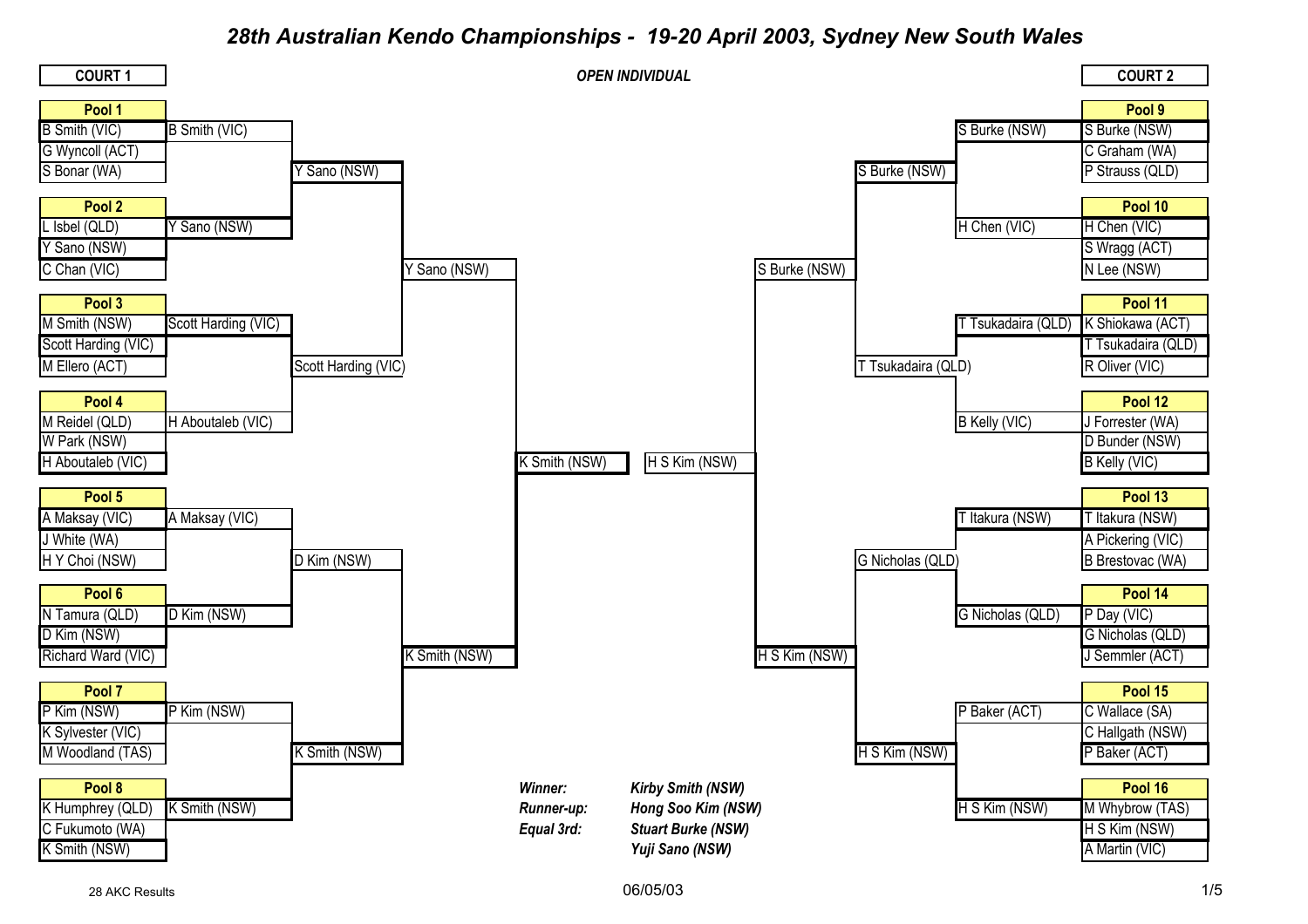# 28th Australian Kendo Championships - 19-20 April 2003, Sydney New South Wales

## OPEN INDIVIDUAL

### COURT 1

| Pool | Competitors | Pool Winner |
|---|---|---|
| Pool 1 | B Smith (VIC), G Wyncoll (ACT), S Bonar (WA) | B Smith (VIC) |
| Pool 2 | L Isbel (QLD), Y Sano (NSW), C Chan (VIC) | Y Sano (NSW) |
| Pool 3 | M Smith (NSW), Scott Harding (VIC), M Ellero (ACT) | Scott Harding (VIC) |
| Pool 4 | M Reidel (QLD), W Park (NSW), H Aboutaleb (VIC) | H Aboutaleb (VIC) |
| Pool 5 | A Maksay (VIC), J White (WA), H Y Choi (NSW) | A Maksay (VIC) |
| Pool 6 | N Tamura (QLD), D Kim (NSW), Richard Ward (VIC) | D Kim (NSW) |
| Pool 7 | P Kim (NSW), K Sylvester (VIC), M Woodland (TAS) | P Kim (NSW) |
| Pool 8 | K Humphrey (QLD), C Fukumoto (WA), K Smith (NSW) | K Smith (NSW) |

| Round | Match | Winner |
|---|---|---|
| Round of 16 | B Smith (VIC) vs Y Sano (NSW) | Y Sano (NSW) |
| Round of 16 | Scott Harding (VIC) vs H Aboutaleb (VIC) | Scott Harding (VIC) |
| Round of 16 | A Maksay (VIC) vs D Kim (NSW) | D Kim (NSW) |
| Round of 16 | P Kim (NSW) vs K Smith (NSW) | K Smith (NSW) |
| Quarter-final | Y Sano (NSW) vs Scott Harding (VIC) | Y Sano (NSW) |
| Quarter-final | D Kim (NSW) vs K Smith (NSW) | K Smith (NSW) |
| Semi-final | Y Sano (NSW) vs K Smith (NSW) | K Smith (NSW) |

### COURT 2

| Pool | Competitors | Pool Winner |
|---|---|---|
| Pool 9 | S Burke (NSW), C Graham (WA), P Strauss (QLD) | S Burke (NSW) |
| Pool 10 | H Chen (VIC), S Wragg (ACT), N Lee (NSW) | H Chen (VIC) |
| Pool 11 | K Shiokawa (ACT), T Tsukadaira (QLD), R Oliver (VIC) | T Tsukadaira (QLD) |
| Pool 12 | J Forrester (WA), D Bunder (NSW), B Kelly (VIC) | B Kelly (VIC) |
| Pool 13 | T Itakura (NSW), A Pickering (VIC), B Brestovac (WA) | T Itakura (NSW) |
| Pool 14 | P Day (VIC), G Nicholas (QLD), J Semmler (ACT) | G Nicholas (QLD) |
| Pool 15 | C Wallace (SA), C Hallgath (NSW), P Baker (ACT) | P Baker (ACT) |
| Pool 16 | M Whybrow (TAS), H S Kim (NSW), A Martin (VIC) | H S Kim (NSW) |

| Round | Match | Winner |
|---|---|---|
| Round of 16 | S Burke (NSW) vs H Chen (VIC) | S Burke (NSW) |
| Round of 16 | T Tsukadaira (QLD) vs B Kelly (VIC) | T Tsukadaira (QLD) |
| Round of 16 | T Itakura (NSW) vs G Nicholas (QLD) | G Nicholas (QLD) |
| Round of 16 | P Baker (ACT) vs H S Kim (NSW) | H S Kim (NSW) |
| Quarter-final | S Burke (NSW) vs T Tsukadaira (QLD) | S Burke (NSW) |
| Quarter-final | G Nicholas (QLD) vs H S Kim (NSW) | H S Kim (NSW) |
| Semi-final | S Burke (NSW) vs H S Kim (NSW) | H S Kim (NSW) |

### Final

K Smith (NSW) vs H S Kim (NSW)

***Winner:*** ***Kirby Smith (NSW)***

***Runner-up:*** ***Hong Soo Kim (NSW)***

***Equal 3rd:*** ***Stuart Burke (NSW)***

***Yuji Sano (NSW)***

28 AKC Results

06/05/03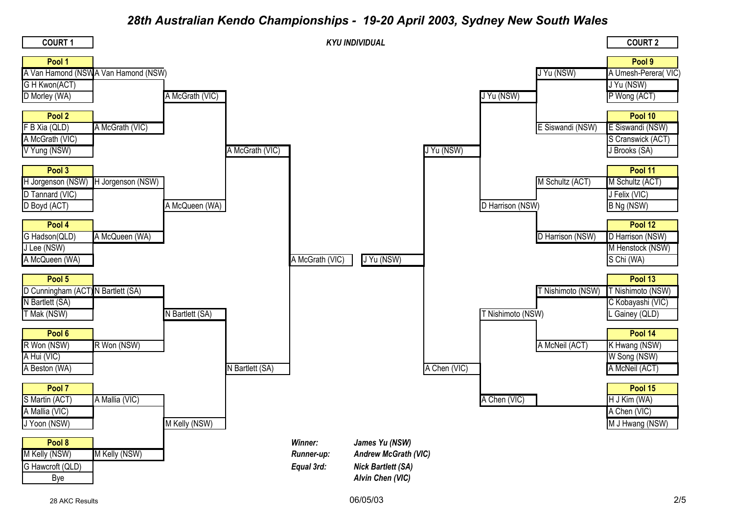# 28th Australian Kendo Championships - 19-20 April 2003, Sydney New South Wales

## KYU INDIVIDUAL

### COURT 1

| Pool | Competitors | Pool Winner |
|---|---|---|
| Pool 1 | A Van Hamond (NSW), G H Kwon(ACT), D Morley (WA) | A Van Hamond (NSW) |
| Pool 2 | F B Xia (QLD), A McGrath (VIC), V Yung (NSW) | A McGrath (VIC) |
| Pool 3 | H Jorgenson (NSW), D Tannard (VIC), D Boyd (ACT) | H Jorgenson (NSW) |
| Pool 4 | G Hadson(QLD), J Lee (NSW), A McQueen (WA) | A McQueen (WA) |
| Pool 5 | D Cunningham (ACT), N Bartlett (SA), T Mak (NSW) | N Bartlett (SA) |
| Pool 6 | R Won (NSW), A Hui (VIC), A Beston (WA) | R Won (NSW) |
| Pool 7 | S Martin (ACT), A Mallia (VIC), J Yoon (NSW) | A Mallia (VIC) |
| Pool 8 | M Kelly (NSW), G Hawcroft (QLD), Bye | M Kelly (NSW) |

Round 2:
- A Van Hamond (NSW) v A McGrath (VIC): A McGrath (VIC)
- H Jorgenson (NSW) v A McQueen (WA): A McQueen (WA)
- N Bartlett (SA) v R Won (NSW): N Bartlett (SA)
- A Mallia (VIC) v M Kelly (NSW): M Kelly (NSW)

Round 3:
- A McGrath (VIC) v A McQueen (WA): A McGrath (VIC)
- N Bartlett (SA) v M Kelly (NSW): N Bartlett (SA)

Semi-final:
- A McGrath (VIC) v N Bartlett (SA): A McGrath (VIC)

### COURT 2

| Pool | Competitors | Pool Winner |
|---|---|---|
| Pool 9 | A Umesh-Perera( VIC), J Yu (NSW), P Wong (ACT) | J Yu (NSW) |
| Pool 10 | E Siswandi (NSW), S Cranswick (ACT), J Brooks (SA) | E Siswandi (NSW) |
| Pool 11 | M Schultz (ACT), J Felix (VIC), B Ng (NSW) | M Schultz (ACT) |
| Pool 12 | D Harrison (NSW), M Henstock (NSW), S Chi (WA) | D Harrison (NSW) |
| Pool 13 | T Nishimoto (NSW), C Kobayashi (VIC), L Gainey (QLD) | T Nishimoto (NSW) |
| Pool 14 | K Hwang (NSW), W Song (NSW), A McNeil (ACT) | A McNeil (ACT) |
| Pool 15 | H J Kim (WA), A Chen (VIC), M J Hwang (NSW) | A Chen (VIC) |

Round 2:
- J Yu (NSW) v E Siswandi (NSW): J Yu (NSW)
- M Schultz (ACT) v D Harrison (NSW): D Harrison (NSW)
- T Nishimoto (NSW) v A McNeil (ACT): T Nishimoto (NSW)
- A Chen (VIC): A Chen (VIC)

Round 3:
- J Yu (NSW) v D Harrison (NSW): J Yu (NSW)
- T Nishimoto (NSW) v A Chen (VIC): A Chen (VIC)

Semi-final:
- J Yu (NSW) v A Chen (VIC): J Yu (NSW)

### Final

A McGrath (VIC) v J Yu (NSW)

***Winner:*** ***James Yu (NSW)***

***Runner-up:*** ***Andrew McGrath (VIC)***

***Equal 3rd:*** ***Nick Bartlett (SA)***
***Alvin Chen (VIC)***

28 AKC Results 06/05/03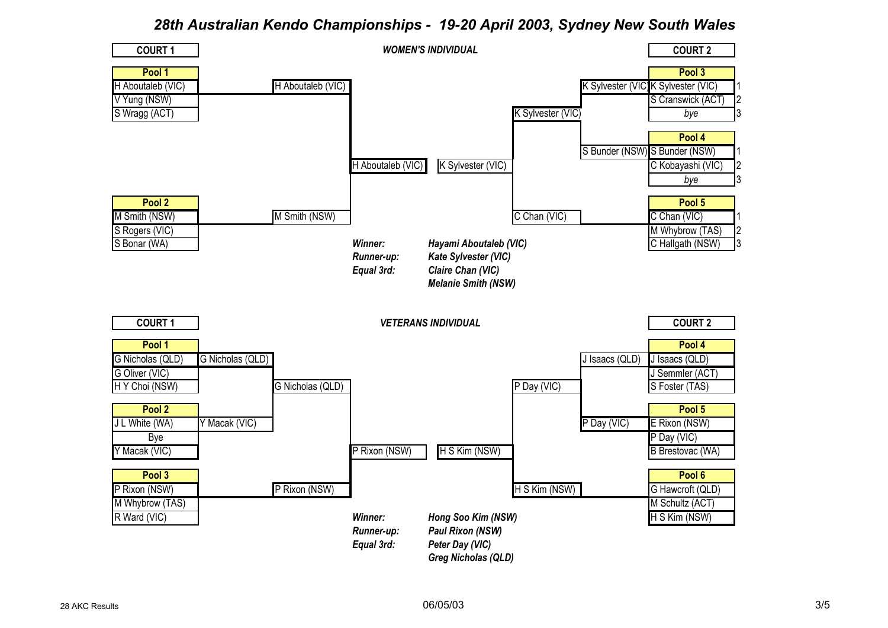# 28th Australian Kendo Championships - 19-20 April 2003, Sydney New South Wales

## WOMEN'S INDIVIDUAL

**COURT 1**

| Pool 1 |
|---|
| H Aboutaleb (VIC) |
| V Yung (NSW) |
| S Wragg (ACT) |

| Pool 2 |
|---|
| M Smith (NSW) |
| S Rogers (VIC) |
| S Bonar (WA) |

**COURT 2**

| Pool 3 | |
|---|---|
| K Sylvester (VIC) | 1 |
| S Cranswick (ACT) | 2 |
| *bye* | 3 |

| Pool 4 | |
|---|---|
| S Bunder (NSW) | 1 |
| C Kobayashi (VIC) | 2 |
| *bye* | 3 |

| Pool 5 | |
|---|---|
| C Chan (VIC) | 1 |
| M Whybrow (TAS) | 2 |
| C Hallgath (NSW) | 3 |

Bracket:

- H Aboutaleb (VIC) vs M Smith (NSW) → H Aboutaleb (VIC)
- K Sylvester (VIC) vs S Bunder (NSW) → K Sylvester (VIC)
- K Sylvester (VIC) vs C Chan (VIC) → K Sylvester (VIC)
- Final: H Aboutaleb (VIC) vs K Sylvester (VIC)

***Winner:*** ***Hayami Aboutaleb (VIC)***
***Runner-up:*** ***Kate Sylvester (VIC)***
***Equal 3rd:*** ***Claire Chan (VIC)***
***Melanie Smith (NSW)***

## VETERANS INDIVIDUAL

**COURT 1**

| Pool 1 |
|---|
| G Nicholas (QLD) |
| G Oliver (VIC) |
| H Y Choi (NSW) |

| Pool 2 |
|---|
| J L White (WA) |
| Bye |
| Y Macak (VIC) |

| Pool 3 |
|---|
| P Rixon (NSW) |
| M Whybrow (TAS) |
| R Ward (VIC) |

**COURT 2**

| Pool 4 |
|---|
| J Isaacs (QLD) |
| J Semmler (ACT) |
| S Foster (TAS) |

| Pool 5 |
|---|
| E Rixon (NSW) |
| P Day (VIC) |
| B Brestovac (WA) |

| Pool 6 |
|---|
| G Hawcroft (QLD) |
| M Schultz (ACT) |
| H S Kim (NSW) |

Bracket:

- G Nicholas (QLD) vs Y Macak (VIC) → G Nicholas (QLD)
- G Nicholas (QLD) vs P Rixon (NSW) → P Rixon (NSW)
- J Isaacs (QLD) vs P Day (VIC) → P Day (VIC)
- P Day (VIC) vs H S Kim (NSW) → H S Kim (NSW)
- Final: P Rixon (NSW) vs H S Kim (NSW)

***Winner:*** ***Hong Soo Kim (NSW)***
***Runner-up:*** ***Paul Rixon (NSW)***
***Equal 3rd:*** ***Peter Day (VIC)***
***Greg Nicholas (QLD)***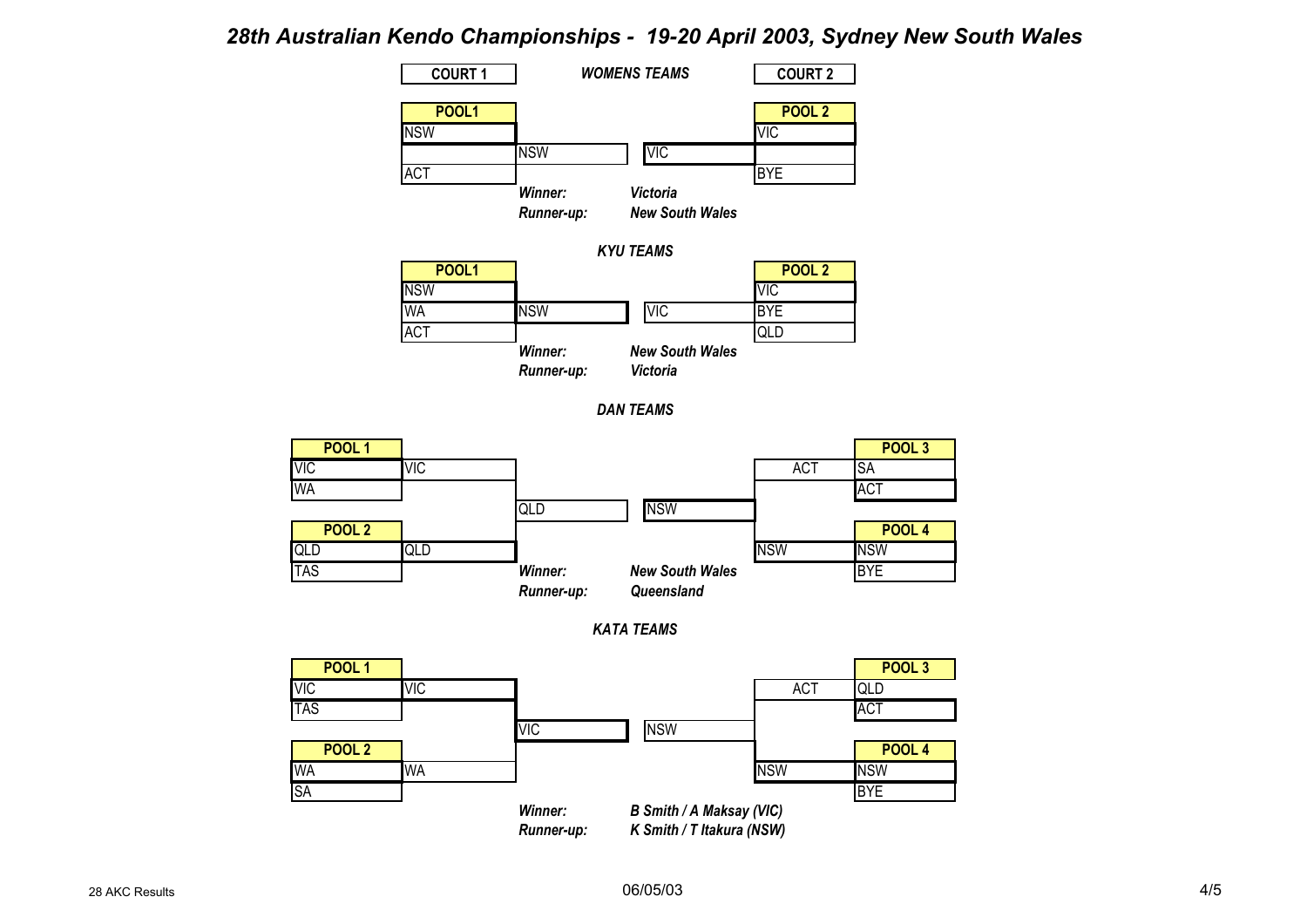# 28th Australian Kendo Championships - 19-20 April 2003, Sydney New South Wales

## WOMENS TEAMS

| COURT 1 | | | COURT 2 |
|---|---|---|---|
| **POOL1** | | | **POOL 2** |
| NSW | | | VIC |
| | NSW | VIC | |
| ACT | | | BYE |

*Winner:* *Victoria*
*Runner-up:* *New South Wales*

## KYU TEAMS

| POOL1 | | | POOL 2 |
|---|---|---|---|
| NSW | | | VIC |
| WA | NSW | VIC | BYE |
| ACT | | | QLD |

*Winner:* *New South Wales*
*Runner-up:* *Victoria*

## DAN TEAMS

| POOL 1 | | | | | POOL 3 |
|---|---|---|---|---|---|
| VIC | VIC | | | ACT | SA |
| WA | | | | | ACT |
| | | QLD | NSW | | |
| **POOL 2** | | | | | **POOL 4** |
| QLD | QLD | | | NSW | NSW |
| TAS | | | | | BYE |

*Winner:* *New South Wales*
*Runner-up:* *Queensland*

## KATA TEAMS

| POOL 1 | | | | | POOL 3 |
|---|---|---|---|---|---|
| VIC | VIC | | | ACT | QLD |
| TAS | | | | | ACT |
| | | VIC | NSW | | |
| **POOL 2** | | | | | **POOL 4** |
| WA | WA | | | NSW | NSW |
| SA | | | | | BYE |

*Winner:* *B Smith / A Maksay (VIC)*
*Runner-up:* *K Smith / T Itakura (NSW)*

28 AKC Results 06/05/03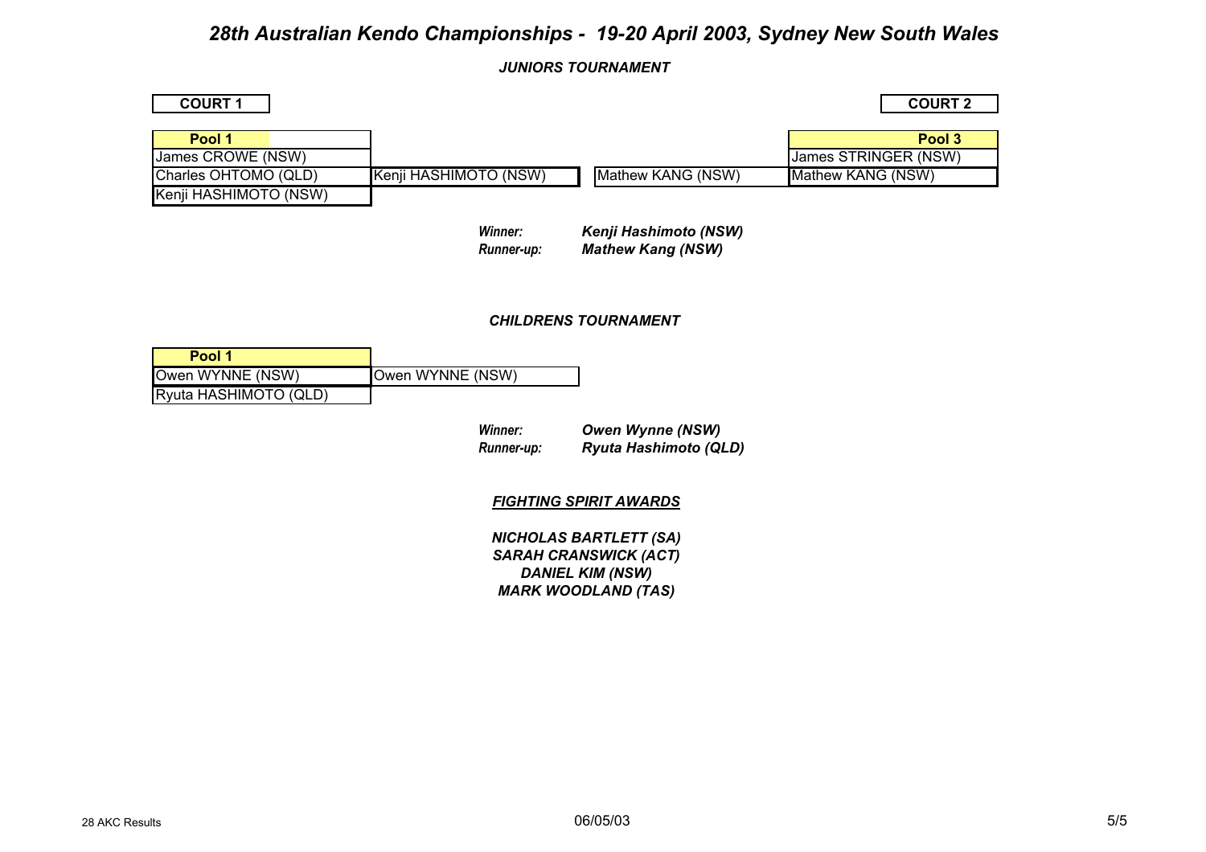# 28th Australian Kendo Championships - 19-20 April 2003, Sydney New South Wales

## JUNIORS TOURNAMENT

**COURT 1** **COURT 2**

| Pool 1 | | | Pool 3 |
|---|---|---|---|
| James CROWE (NSW) | | | James STRINGER (NSW) |
| Charles OHTOMO (QLD) | Kenji HASHIMOTO (NSW) | Mathew KANG (NSW) | Mathew KANG (NSW) |
| Kenji HASHIMOTO (NSW) | | | |

*Winner:* ***Kenji Hashimoto (NSW)***
*Runner-up:* ***Mathew Kang (NSW)***

## CHILDRENS TOURNAMENT

| Pool 1 | |
|---|---|
| Owen WYNNE (NSW) | Owen WYNNE (NSW) |
| Ryuta HASHIMOTO (QLD) | |

*Winner:* ***Owen Wynne (NSW)***
*Runner-up:* ***Ryuta Hashimoto (QLD)***

## FIGHTING SPIRIT AWARDS

***NICHOLAS BARTLETT (SA)***
***SARAH CRANSWICK (ACT)***
***DANIEL KIM (NSW)***
***MARK WOODLAND (TAS)***